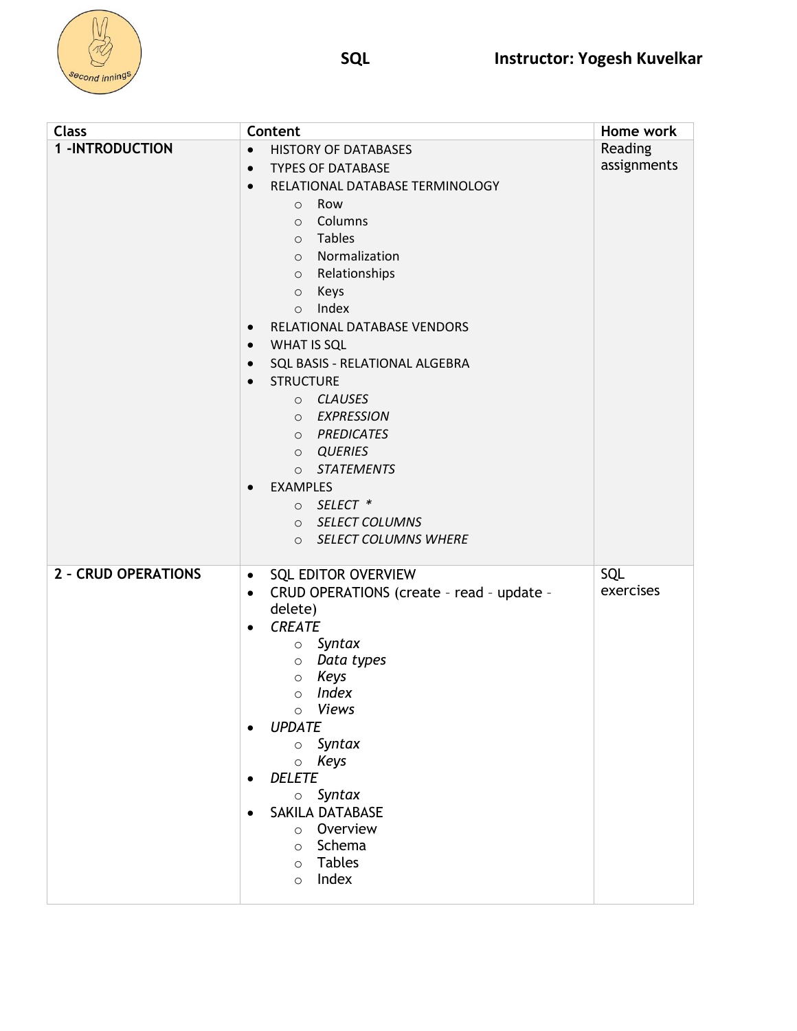**SQL** **Instructor: Yogesh Kuvelkar**

| Class | Content | Home work |
|---|---|---|
| **1 -INTRODUCTION** | • HISTORY OF DATABASES<br>• TYPES OF DATABASE<br>• RELATIONAL DATABASE TERMINOLOGY<br>&nbsp;&nbsp;&nbsp;&nbsp;○ Row<br>&nbsp;&nbsp;&nbsp;&nbsp;○ Columns<br>&nbsp;&nbsp;&nbsp;&nbsp;○ Tables<br>&nbsp;&nbsp;&nbsp;&nbsp;○ Normalization<br>&nbsp;&nbsp;&nbsp;&nbsp;○ Relationships<br>&nbsp;&nbsp;&nbsp;&nbsp;○ Keys<br>&nbsp;&nbsp;&nbsp;&nbsp;○ Index<br>• RELATIONAL DATABASE VENDORS<br>• WHAT IS SQL<br>• SQL BASIS - RELATIONAL ALGEBRA<br>• STRUCTURE<br>&nbsp;&nbsp;&nbsp;&nbsp;○ *CLAUSES*<br>&nbsp;&nbsp;&nbsp;&nbsp;○ *EXPRESSION*<br>&nbsp;&nbsp;&nbsp;&nbsp;○ *PREDICATES*<br>&nbsp;&nbsp;&nbsp;&nbsp;○ *QUERIES*<br>&nbsp;&nbsp;&nbsp;&nbsp;○ *STATEMENTS*<br>• EXAMPLES<br>&nbsp;&nbsp;&nbsp;&nbsp;○ *SELECT* *<br>&nbsp;&nbsp;&nbsp;&nbsp;○ *SELECT COLUMNS*<br>&nbsp;&nbsp;&nbsp;&nbsp;○ *SELECT COLUMNS WHERE* | Reading assignments |
| **2 - CRUD OPERATIONS** | • SQL EDITOR OVERVIEW<br>• CRUD OPERATIONS (create - read - update - delete)<br>• *CREATE*<br>&nbsp;&nbsp;&nbsp;&nbsp;○ *Syntax*<br>&nbsp;&nbsp;&nbsp;&nbsp;○ *Data types*<br>&nbsp;&nbsp;&nbsp;&nbsp;○ *Keys*<br>&nbsp;&nbsp;&nbsp;&nbsp;○ *Index*<br>&nbsp;&nbsp;&nbsp;&nbsp;○ *Views*<br>• *UPDATE*<br>&nbsp;&nbsp;&nbsp;&nbsp;○ *Syntax*<br>&nbsp;&nbsp;&nbsp;&nbsp;○ *Keys*<br>• *DELETE*<br>&nbsp;&nbsp;&nbsp;&nbsp;○ *Syntax*<br>• SAKILA DATABASE<br>&nbsp;&nbsp;&nbsp;&nbsp;○ Overview<br>&nbsp;&nbsp;&nbsp;&nbsp;○ Schema<br>&nbsp;&nbsp;&nbsp;&nbsp;○ Tables<br>&nbsp;&nbsp;&nbsp;&nbsp;○ Index | SQL exercises |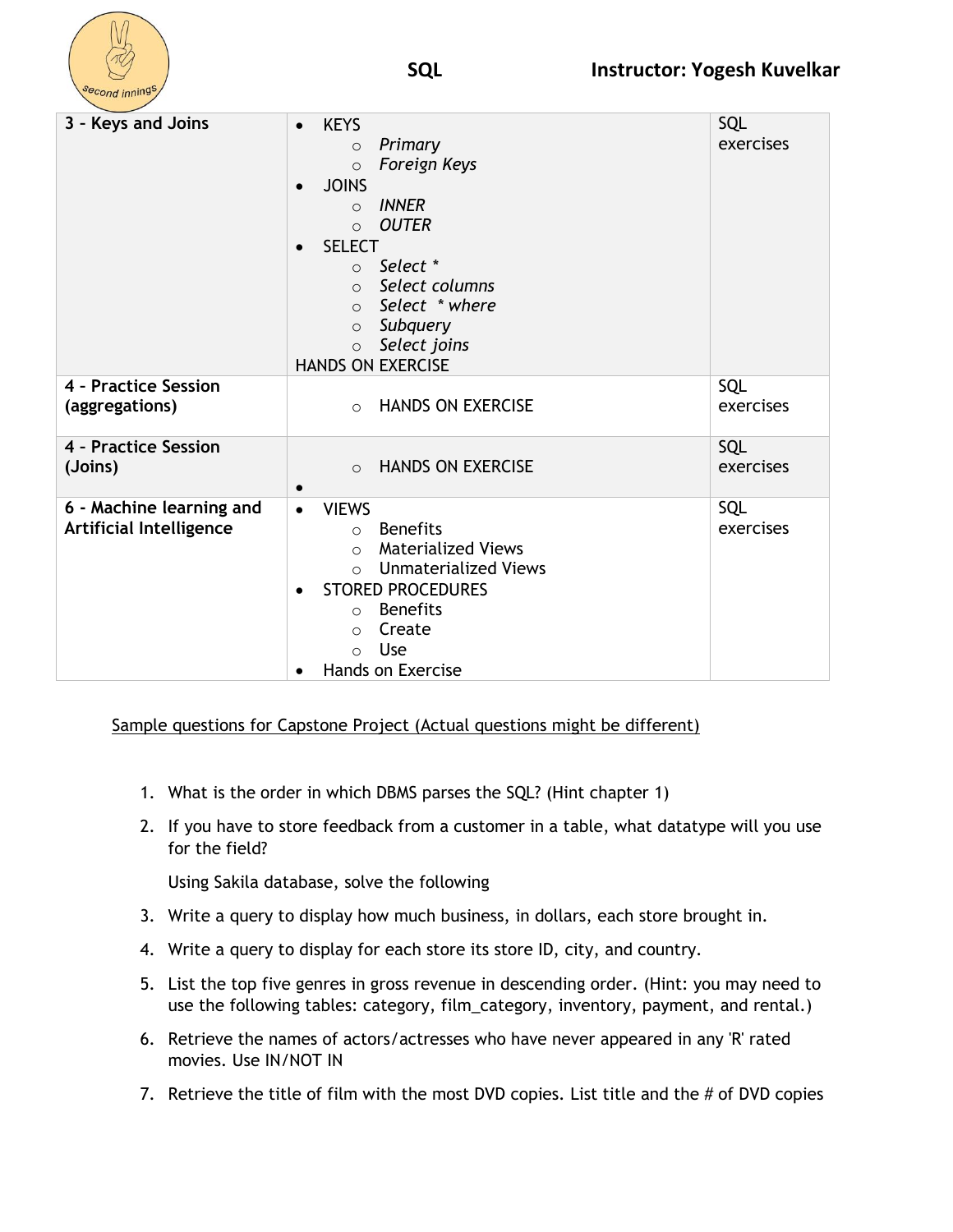| | | |
|---|---|---|
| **3 – Keys and Joins** | • KEYS<br>  ○ *Primary*<br>  ○ *Foreign Keys*<br>• JOINS<br>  ○ *INNER*<br>  ○ *OUTER*<br>• SELECT<br>  ○ *Select **<br>  ○ *Select columns*<br>  ○ *Select * where*<br>  ○ *Subquery*<br>  ○ *Select joins*<br>HANDS ON EXERCISE | SQL exercises |
| **4 – Practice Session (aggregations)** | ○ HANDS ON EXERCISE | SQL exercises |
| **4 – Practice Session (Joins)** | ○ HANDS ON EXERCISE<br>• | SQL exercises |
| **6 – Machine learning and Artificial Intelligence** | • VIEWS<br>  ○ Benefits<br>  ○ Materialized Views<br>  ○ Unmaterialized Views<br>• STORED PROCEDURES<br>  ○ Benefits<br>  ○ Create<br>  ○ Use<br>• Hands on Exercise | SQL exercises |

<u>Sample questions for Capstone Project (Actual questions might be different)</u>

1. What is the order in which DBMS parses the SQL? (Hint chapter 1)
2. If you have to store feedback from a customer in a table, what datatype will you use for the field?

   Using Sakila database, solve the following

3. Write a query to display how much business, in dollars, each store brought in.
4. Write a query to display for each store its store ID, city, and country.
5. List the top five genres in gross revenue in descending order. (Hint: you may need to use the following tables: category, film_category, inventory, payment, and rental.)
6. Retrieve the names of actors/actresses who have never appeared in any 'R' rated movies. Use IN/NOT IN
7. Retrieve the title of film with the most DVD copies. List title and the # of DVD copies